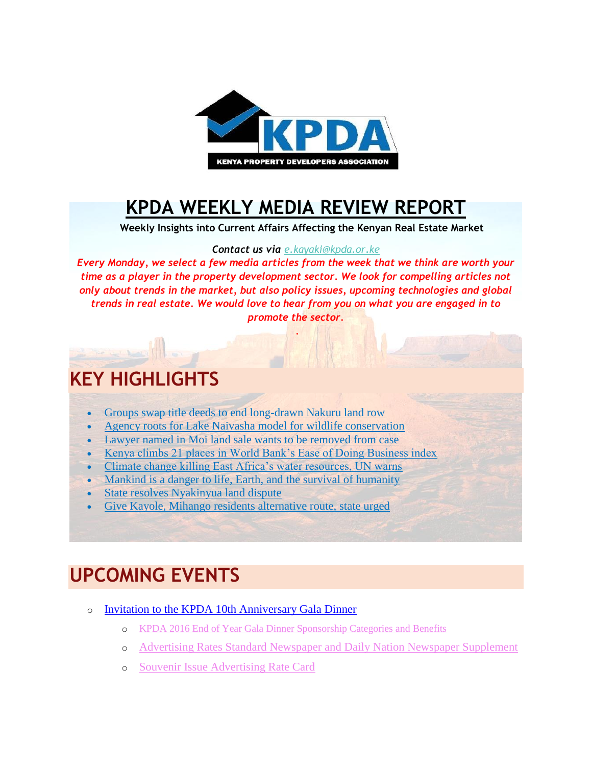# KPDA WEEKLY MEDIA REVIEW REPORT

**Weekly Insights into Current Affairs Affecting the Kenyan Real Estate Market**

***Contact us via e.kayaki@kpda.or.ke***

***Every Monday, we select a few media articles from the week that we think are worth your time as a player in the property development sector. We look for compelling articles not only about trends in the market, but also policy issues, upcoming technologies and global trends in real estate. We would love to hear from you on what you are engaged in to promote the sector.***

## KEY HIGHLIGHTS

- Groups swap title deeds to end long-drawn Nakuru land row
- Agency roots for Lake Naivasha model for wildlife conservation
- Lawyer named in Moi land sale wants to be removed from case
- Kenya climbs 21 places in World Bank's Ease of Doing Business index
- Climate change killing East Africa's water resources, UN warns
- Mankind is a danger to life, Earth, and the survival of humanity
- State resolves Nyakinyua land dispute
- Give Kayole, Mihango residents alternative route, state urged

## UPCOMING EVENTS

- Invitation to the KPDA 10th Anniversary Gala Dinner
  - KPDA 2016 End of Year Gala Dinner Sponsorship Categories and Benefits
  - Advertising Rates Standard Newspaper and Daily Nation Newspaper Supplement
  - Souvenir Issue Advertising Rate Card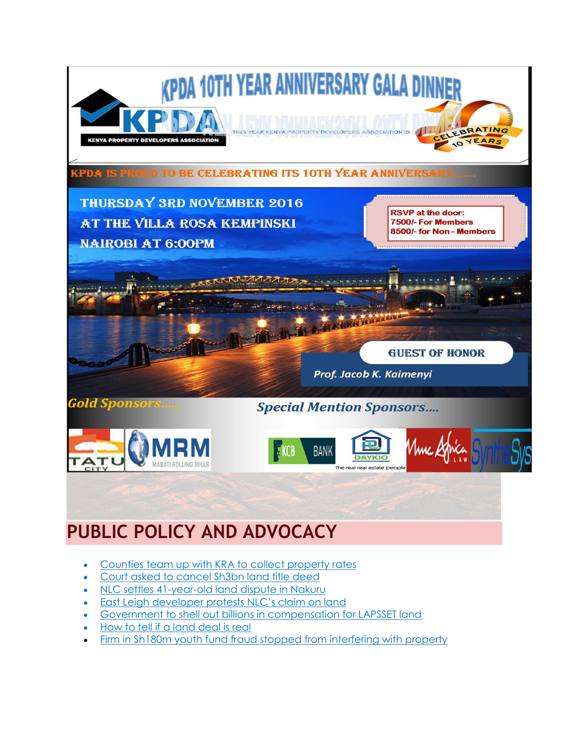# KPDA 10TH YEAR ANNIVERSARY GALA DINNER

KPDA
KENYA PROPERTY DEVELOPERS ASSOCIATION

CELEBRATING 10 YEARS

KPDA IS PROUD TO BE CELEBRATING ITS 10TH YEAR ANNIVERSARY.......

THURSDAY 3RD NOVEMBER 2016
AT THE VILLA ROSA KEMPINSKI
NAIROBI AT 6:00PM

RSVP at the door:
7500/- For Members
8500/- for Non - Members

GUEST OF HONOR

*Prof. Jacob K. Kaimenyi*

*Gold Sponsors.....*

*Special Mention Sponsors....*

TATU CITY | MRM MABATI ROLLING MILLS | KCB BANK | DAYKIO The real real estate people | Mme Africa LAW | SyntheSys

## PUBLIC POLICY AND ADVOCACY

- Counties team up with KRA to collect property rates
- Court asked to cancel Sh3bn land title deed
- NLC settles 41-year-old land dispute in Nakuru
- East Leigh developer protests NLC's claim on land
- Government to shell out billions in compensation for LAPSSET land
- How to tell if a land deal is real
- Firm in Sh180m youth fund fraud stopped from interfering with property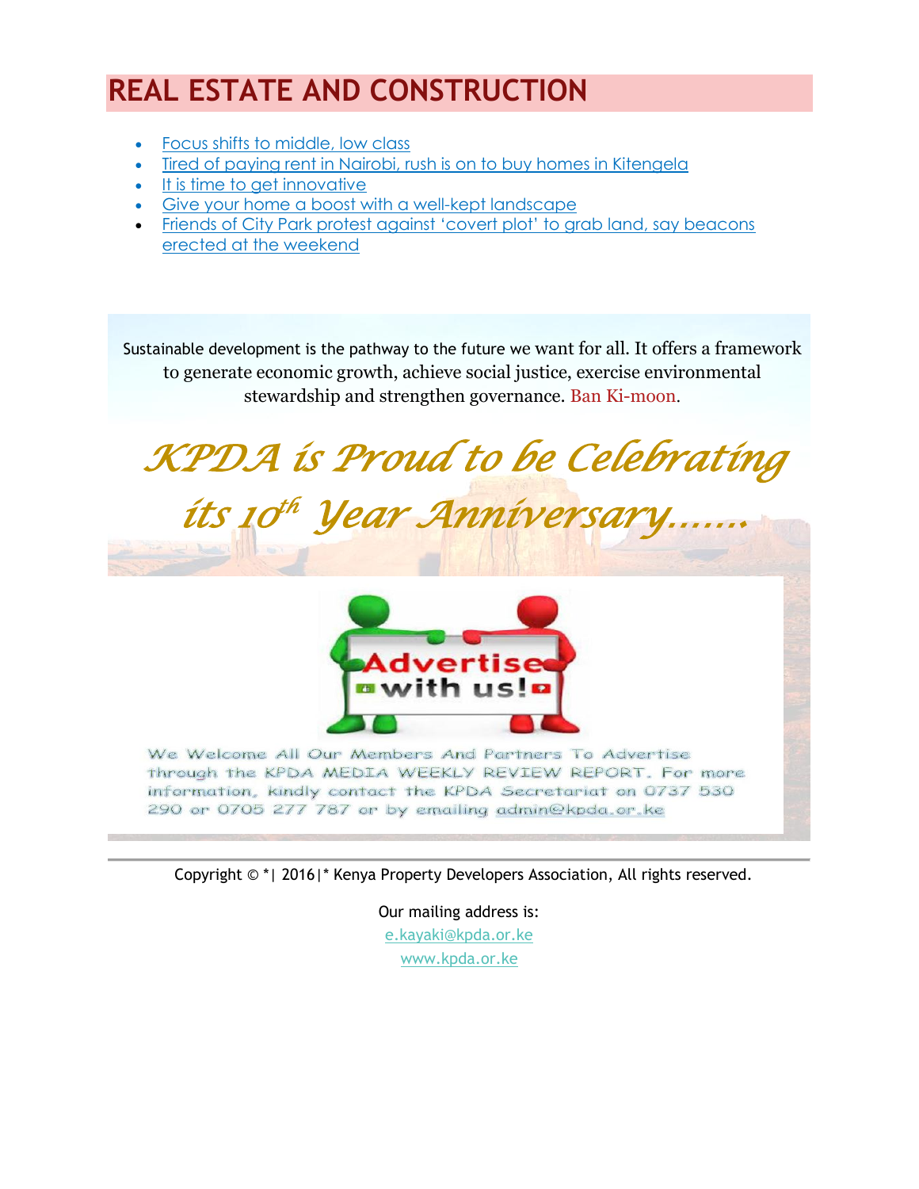# REAL ESTATE AND CONSTRUCTION

- Focus shifts to middle, low class
- Tired of paying rent in Nairobi, rush is on to buy homes in Kitengela
- It is time to get innovative
- Give your home a boost with a well-kept landscape
- Friends of City Park protest against 'covert plot' to grab land, say beacons erected at the weekend

Sustainable development is the pathway to the future we want for all. It offers a framework to generate economic growth, achieve social justice, exercise environmental stewardship and strengthen governance. Ban Ki-moon.

*KPDA is Proud to be Celebrating its 10th Year Anniversary……*

Advertise with us!

We Welcome All Our Members And Partners To Advertise through the KPDA MEDIA WEEKLY REVIEW REPORT. For more information, kindly contact the KPDA Secretariat on 0737 530 290 or 0705 277 787 or by emailing admin@kpda.or.ke

---

Copyright © *| 2016|* Kenya Property Developers Association, All rights reserved.

Our mailing address is:
e.kayaki@kpda.or.ke
www.kpda.or.ke